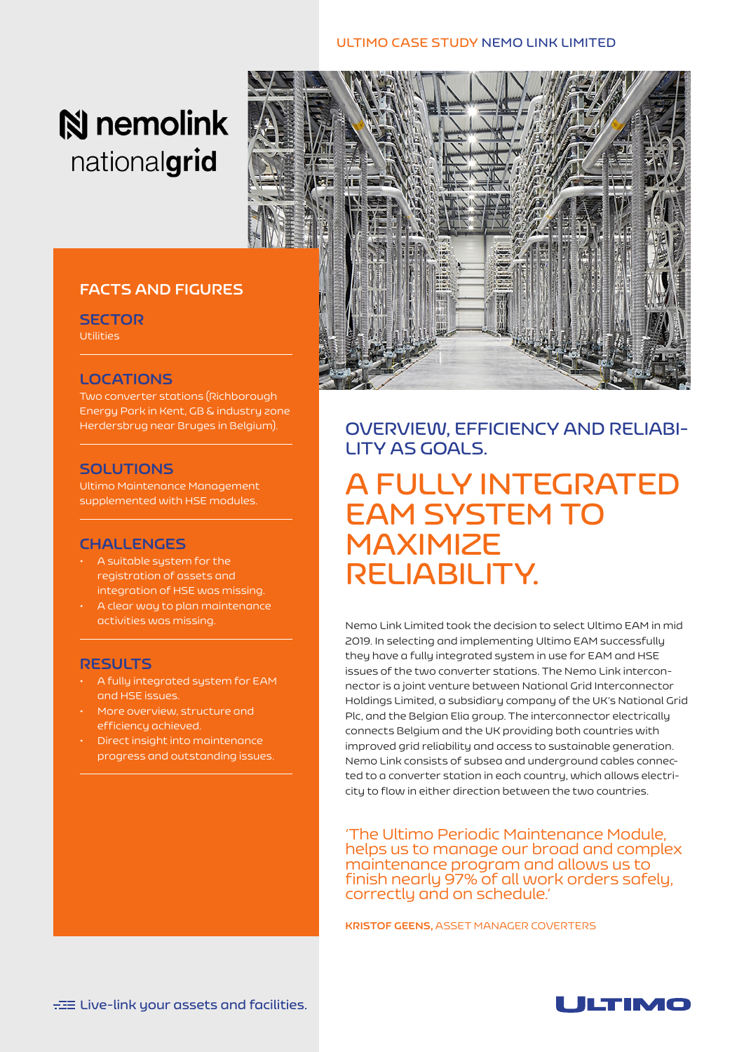ULTIMO CASE STUDY NEMO LINK LIMITED

nemolink
nationalgrid

## FACTS AND FIGURES

### SECTOR

Utilities

### LOCATIONS

Two converter stations (Richborough Energy Park in Kent, GB & industry zone Herdersbrug near Bruges in Belgium).

### SOLUTIONS

Ultimo Maintenance Management supplemented with HSE modules.

### CHALLENGES

- A suitable system for the registration of assets and integration of HSE was missing.
- A clear way to plan maintenance activities was missing.

### RESULTS

- A fully integrated system for EAM and HSE issues.
- More overview, structure and efficiency achieved.
- Direct insight into maintenance progress and outstanding issues.

## OVERVIEW, EFFICIENCY AND RELIABILITY AS GOALS.

# A FULLY INTEGRATED EAM SYSTEM TO MAXIMIZE RELIABILITY.

Nemo Link Limited took the decision to select Ultimo EAM in mid 2019. In selecting and implementing Ultimo EAM successfully they have a fully integrated system in use for EAM and HSE issues of the two converter stations. The Nemo Link interconnector is a joint venture between National Grid Interconnector Holdings Limited, a subsidiary company of the UK's National Grid Plc, and the Belgian Elia group. The interconnector electrically connects Belgium and the UK providing both countries with improved grid reliability and access to sustainable generation. Nemo Link consists of subsea and underground cables connected to a converter station in each country, which allows electricity to flow in either direction between the two countries.

'The Ultimo Periodic Maintenance Module, helps us to manage our broad and complex maintenance program and allows us to finish nearly 97% of all work orders safely, correctly and on schedule.'

**KRISTOF GEENS,** ASSET MANAGER COVERTERS

Live-link your assets and facilities.

ULTIMO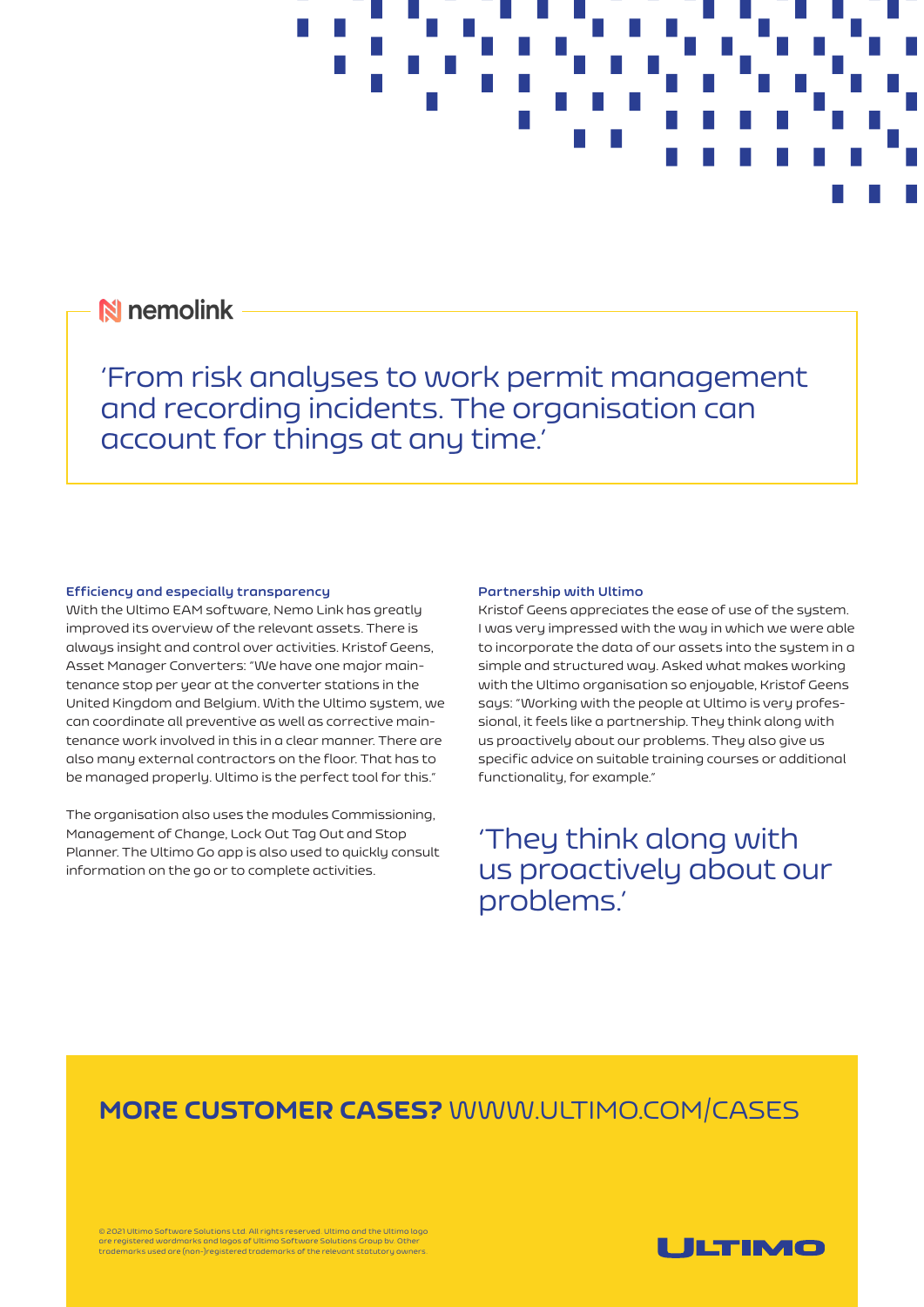nemolink

> 'From risk analyses to work permit management and recording incidents. The organisation can account for things at any time.'

### Efficiency and especially transparency

With the Ultimo EAM software, Nemo Link has greatly improved its overview of the relevant assets. There is always insight and control over activities. Kristof Geens, Asset Manager Converters: "We have one major maintenance stop per year at the converter stations in the United Kingdom and Belgium. With the Ultimo system, we can coordinate all preventive as well as corrective maintenance work involved in this in a clear manner. There are also many external contractors on the floor. That has to be managed properly. Ultimo is the perfect tool for this."

The organisation also uses the modules Commissioning, Management of Change, Lock Out Tag Out and Stop Planner. The Ultimo Go app is also used to quickly consult information on the go or to complete activities.

### Partnership with Ultimo

Kristof Geens appreciates the ease of use of the system. I was very impressed with the way in which we were able to incorporate the data of our assets into the system in a simple and structured way. Asked what makes working with the Ultimo organisation so enjoyable, Kristof Geens says: "Working with the people at Ultimo is very professional, it feels like a partnership. They think along with us proactively about our problems. They also give us specific advice on suitable training courses or additional functionality, for example."

> 'They think along with us proactively about our problems.'

**MORE CUSTOMER CASES?** WWW.ULTIMO.COM/CASES

© 2021 Ultimo Software Solutions Ltd. All rights reserved. Ultimo and the Ultimo logo are registered wordmarks and logos of Ultimo Software Solutions Group bv. Other trademarks used are (non-)registered trademarks of the relevant statutory owners.

ULTIMO